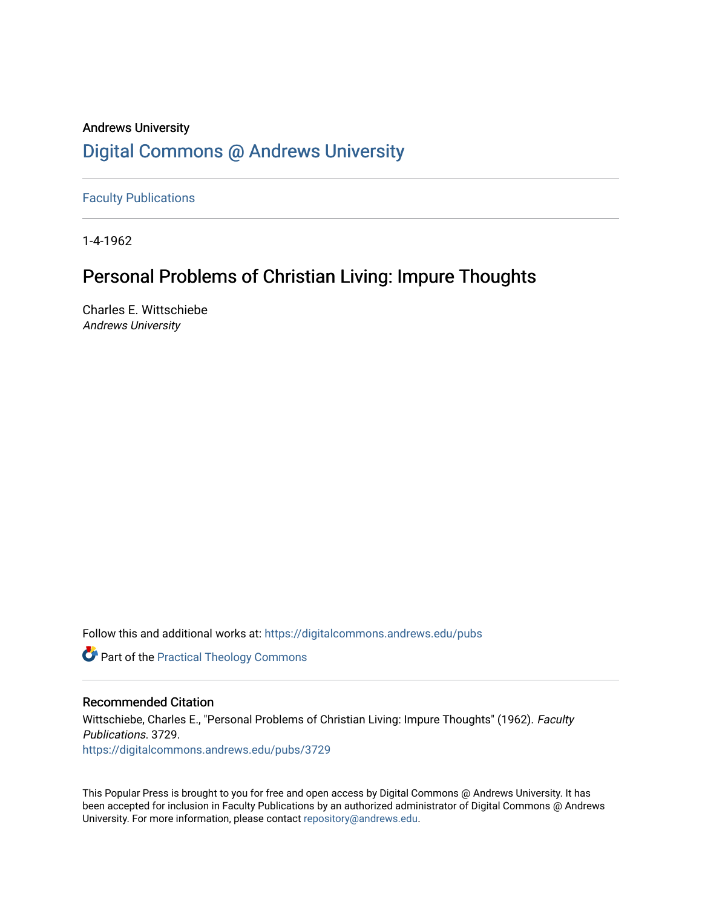Andrews University

# Digital Commons @ Andrews University

Faculty Publications

1-4-1962

## Personal Problems of Christian Living: Impure Thoughts

Charles E. Wittschiebe
*Andrews University*

Follow this and additional works at: https://digitalcommons.andrews.edu/pubs

Part of the Practical Theology Commons

### Recommended Citation

Wittschiebe, Charles E., "Personal Problems of Christian Living: Impure Thoughts" (1962). *Faculty Publications*. 3729.
https://digitalcommons.andrews.edu/pubs/3729

This Popular Press is brought to you for free and open access by Digital Commons @ Andrews University. It has been accepted for inclusion in Faculty Publications by an authorized administrator of Digital Commons @ Andrews University. For more information, please contact repository@andrews.edu.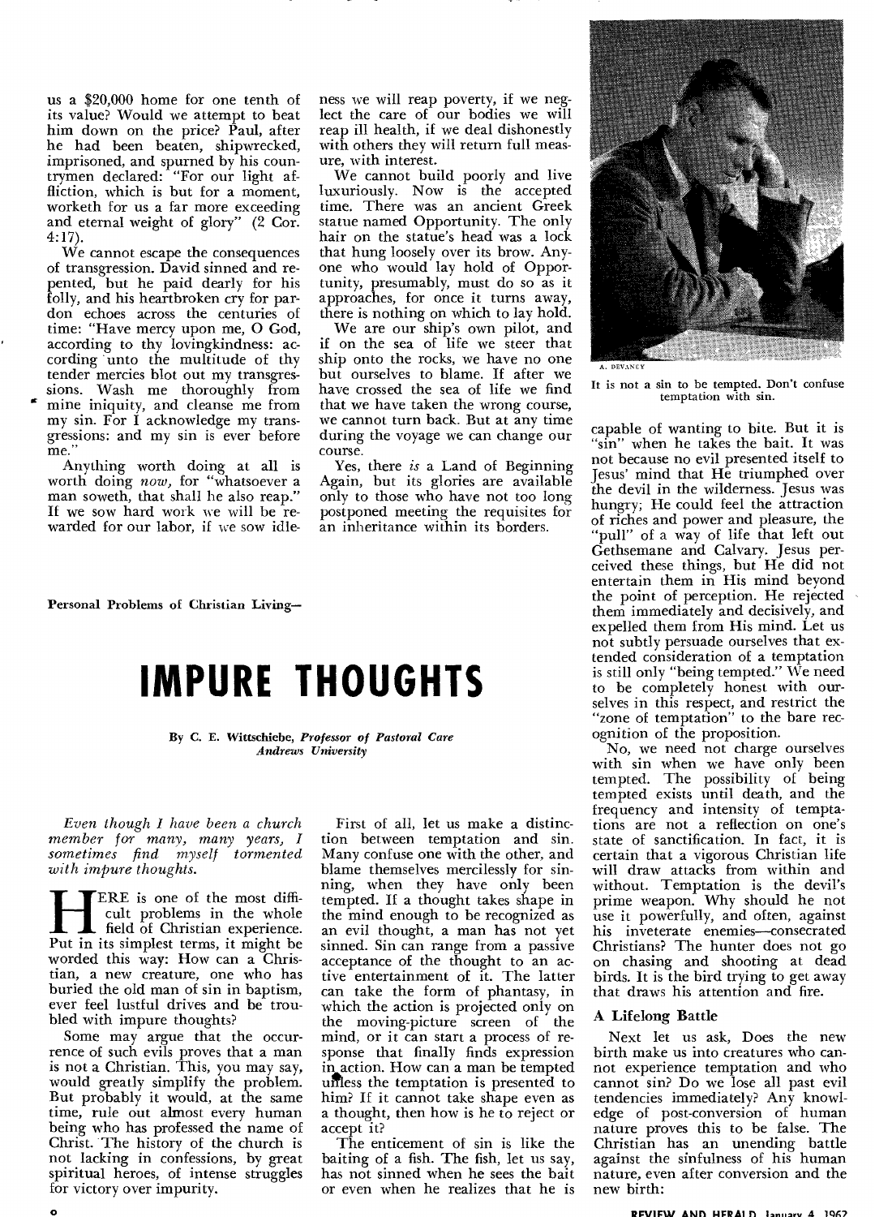us a $20,000 home for one tenth of its value? Would we attempt to beat him down on the price? Paul, after he had been beaten, shipwrecked, imprisoned, and spurned by his countrymen declared: "For our light affliction, which is but for a moment, worketh for us a far more exceeding and eternal weight of glory" (2 Cor. 4:17).

We cannot escape the consequences of transgression. David sinned and repented, but he paid dearly for his folly, and his heartbroken cry for pardon echoes across the centuries of time: "Have mercy upon me, O God, according to thy lovingkindness: according unto the multitude of thy tender mercies blot out my transgressions. Wash me thoroughly from mine iniquity, and cleanse me from my sin. For I acknowledge my transgressions: and my sin is ever before me."

Anything worth doing at all is worth doing *now*, for "whatsoever a man soweth, that shall he also reap." If we sow hard work we will be rewarded for our labor, if we sow idleness we will reap poverty, if we neglect the care of our bodies we will reap ill health, if we deal dishonestly with others they will return full measure, with interest.

We cannot build poorly and live luxuriously. Now is the accepted time. There was an ancient Greek statue named Opportunity. The only hair on the statue's head was a lock that hung loosely over its brow. Anyone who would lay hold of Opportunity, presumably, must do so as it approaches, for once it turns away, there is nothing on which to lay hold.

We are our ship's own pilot, and if on the sea of life we steer that ship onto the rocks, we have no one but ourselves to blame. If after we have crossed the sea of life we find that we have taken the wrong course, we cannot turn back. But at any time during the voyage we can change our course.

Yes, there *is* a Land of Beginning Again, but its glories are available only to those who have not too long postponed meeting the requisites for an inheritance within its borders.

**Personal Problems of Christian Living—**

# IMPURE THOUGHTS

By C. E. Wittschiebe, *Professor of Pastoral Care Andrews University*

*Even though I have been a church member for many, many years, I sometimes find myself tormented with impure thoughts.*

HERE is one of the most difficult problems in the whole field of Christian experience. Put in its simplest terms, it might be worded this way: How can a Christian, a new creature, one who has buried the old man of sin in baptism, ever feel lustful drives and be troubled with impure thoughts?

Some may argue that the occurrence of such evils proves that a man is not a Christian. This, you may say, would greatly simplify the problem. But probably it would, at the same time, rule out almost every human being who has professed the name of Christ. The history of the church is not lacking in confessions, by great spiritual heroes, of intense struggles for victory over impurity.

First of all, let us make a distinction between temptation and sin. Many confuse one with the other, and blame themselves mercilessly for sinning, when they have only been tempted. If a thought takes shape in the mind enough to be recognized as an evil thought, a man has not yet sinned. Sin can range from a passive acceptance of the thought to an active entertainment of it. The latter can take the form of phantasy, in which the action is projected only on the moving-picture screen of the mind, or it can start a process of response that finally finds expression in action. How can a man be tempted unless the temptation is presented to him? If it cannot take shape even as a thought, then how is he to reject or accept it?

The enticement of sin is like the baiting of a fish. The fish, let us say, has not sinned when he sees the bait or even when he realizes that he is capable of wanting to bite. But it is "sin" when he takes the bait. It was not because no evil presented itself to Jesus' mind that He triumphed over the devil in the wilderness. Jesus was hungry; He could feel the attraction of riches and power and pleasure, the "pull" of a way of life that left out Gethsemane and Calvary. Jesus perceived these things, but He did not entertain them in His mind beyond the point of perception. He rejected them immediately and decisively, and expelled them from His mind. Let us not subtly persuade ourselves that extended consideration of a temptation is still only "being tempted." We need to be completely honest with ourselves in this respect, and restrict the "zone of temptation" to the bare recognition of the proposition.

A. DEVANEY

It is not a sin to be tempted. Don't confuse temptation with sin.

No, we need not charge ourselves with sin when we have only been tempted. The possibility of being tempted exists until death, and the frequency and intensity of temptations are not a reflection on one's state of sanctification. In fact, it is certain that a vigorous Christian life will draw attacks from within and without. Temptation is the devil's prime weapon. Why should he not use it powerfully, and often, against his inveterate enemies—consecrated Christians? The hunter does not go on chasing and shooting at dead birds. It is the bird trying to get away that draws his attention and fire.

## A Lifelong Battle

Next let us ask, Does the new birth make us into creatures who cannot experience temptation and who cannot sin? Do we lose all past evil tendencies immediately? Any knowledge of post-conversion of human nature proves this to be false. The Christian has an unending battle against the sinfulness of his human nature, even after conversion and the new birth: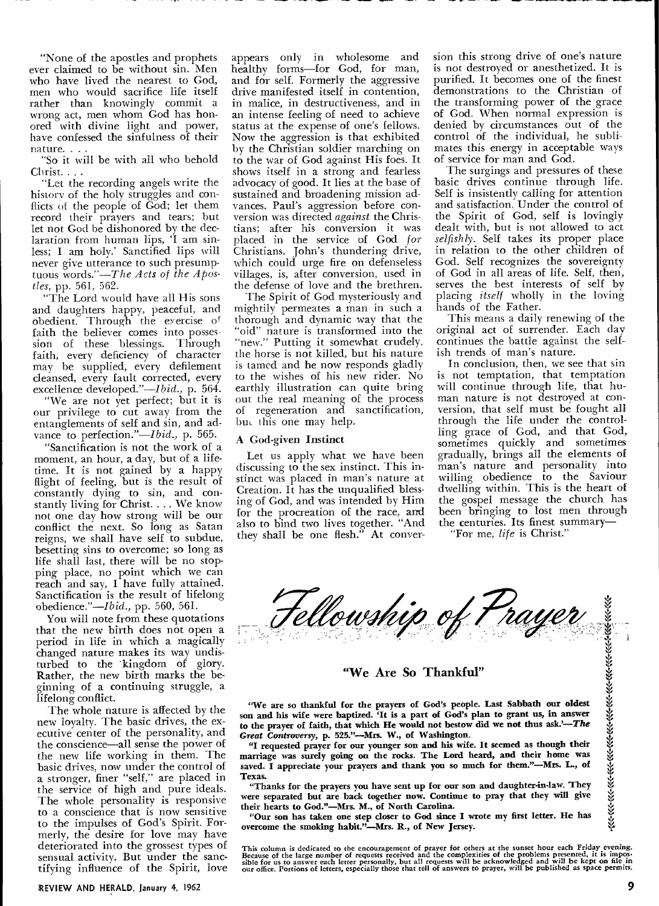"None of the apostles and prophets ever claimed to be without sin. Men who have lived the nearest to God, men who would sacrifice life itself rather than knowingly commit a wrong act, men whom God has honored with divine light and power, have confessed the sinfulness of their nature. . . .

"So it will be with all who behold Christ. . . .

"Let the recording angels write the history of the holy struggles and conflicts of the people of God; let them record their prayers and tears; but let not God be dishonored by the declaration from human lips, 'I am sinless; I am holy.' Sanctified lips will never give utterance to such presumptuous words."—*The Acts of the Apostles*, pp. 561, 562.

"The Lord would have all His sons and daughters happy, peaceful, and obedient. Through the exercise of faith the believer comes into possession of these blessings. Through faith, every deficiency of character may be supplied, every defilement cleansed, every fault corrected, every excellence developed."—*Ibid.*, p. 564.

"We are not yet perfect; but it is our privilege to cut away from the entanglements of self and sin, and advance to perfection."—*Ibid.*, p. 565.

"Sanctification is not the work of a moment, an hour, a day, but of a lifetime. It is not gained by a happy flight of feeling, but is the result of constantly dying to sin, and constantly living for Christ. . . . We know not one day how strong will be our conflict the next. So long as Satan reigns, we shall have self to subdue, besetting sins to overcome; so long as life shall last, there will be no stopping place, no point which we can reach and say, I have fully attained. Sanctification is the result of lifelong obedience."—*Ibid.*, pp. 560, 561.

You will note from these quotations that the new birth does not open a period in life in which a magically changed nature makes its way undisturbed to the kingdom of glory. Rather, the new birth marks the beginning of a continuing struggle, a lifelong conflict.

The whole nature is affected by the new loyalty. The basic drives, the executive center of the personality, and the conscience—all sense the power of the new life working in them. The basic drives, now under the control of a stronger, finer "self," are placed in the service of high and pure ideals. The whole personality is responsive to a conscience that is now sensitive to the impulses of God's Spirit. Formerly, the desire for love may have deteriorated into the grossest types of sensual activity. But under the sanctifying influence of the Spirit, love appears only in wholesome and healthy forms—for God, for man, and for self. Formerly the aggressive drive manifested itself in contention, in malice, in destructiveness, and in an intense feeling of need to achieve status at the expense of one's fellows. Now the aggression is that exhibited by the Christian soldier marching on to the war of God against His foes. It shows itself in a strong and fearless advocacy of good. It lies at the base of sustained and broadening mission advances. Paul's aggression before conversion was directed *against* the Christians; after his conversion it was placed in the service of God *for* Christians. John's thundering drive, which could urge fire on defenseless villages, is, after conversion, used in the defense of love and the brethren.

The Spirit of God mysteriously and mightily permeates a man in such a thorough and dynamic way that the "old" nature is transformed into the "new." Putting it somewhat crudely, the horse is not killed, but his nature is tamed and he now responds gladly to the wishes of his new rider. No earthly illustration can quite bring out the real meaning of the process of regeneration and sanctification, but this one may help.

### A God-given Instinct

Let us apply what we have been discussing to the sex instinct. This instinct was placed in man's nature at Creation. It has the unqualified blessing of God, and was intended by Him for the procreation of the race, and also to bind two lives together. "And they shall be one flesh." At conversion this strong drive of one's nature is not destroyed or anesthetized. It is purified. It becomes one of the finest demonstrations to the Christian of the transforming power of the grace of God. When normal expression is denied by circumstances out of the control of the individual, he sublimates this energy in acceptable ways of service for man and God.

The surgings and pressures of these basic drives continue through life. Self is insistently calling for attention and satisfaction. Under the control of the Spirit of God, self is lovingly dealt with, but is not allowed to act *selfishly*. Self takes its proper place in relation to the other children of God. Self recognizes the sovereignty of God in all areas of life. Self, then, serves the best interests of self by placing *itself* wholly in the loving hands of the Father.

This means a daily renewing of the original act of surrender. Each day continues the battle against the selfish trends of man's nature.

In conclusion, then, we see that sin is not temptation, that temptation will continue through life, that human nature is not destroyed at conversion, that self must be fought all through the life under the controlling grace of God, and that God, sometimes quickly and sometimes gradually, brings all the elements of man's nature and personality into willing obedience to the Saviour dwelling within. This is the heart of the gospel message the church has been bringing to lost men through the centuries. Its finest summary—

"For me, *life* is Christ."

# Fellowship of Prayer

## "We Are So Thankful"

**"We are so thankful for the prayers of God's people. Last Sabbath our oldest son and his wife were baptized. 'It is a part of God's plan to grant us, in answer to the prayer of faith, that which He would not bestow did we not thus ask.'—*The Great Controversy*, p. 525."—Mrs. W., of Washington.**

**"I requested prayer for our younger son and his wife. It seemed as though their marriage was surely going on the rocks. The Lord heard, and their home was saved. I appreciate your prayers and thank you so much for them."—Mrs. L., of Texas.**

**"Thanks for the prayers you have sent up for our son and daughter-in-law. They were separated but are back together now. Continue to pray that they will give their hearts to God."—Mrs. M., of North Carolina.**

**"Our son has taken one step closer to God since I wrote my first letter. He has overcome the smoking habit."—Mrs. R., of New Jersey.**

This column is dedicated to the encouragement of prayer for others at the sunset hour each Friday evening. Because of the large number of requests received and the complexities of the problems presented, it is impossible for us to answer each letter personally, but all requests will be acknowledged and will be kept on file in our office. Portions of letters, especially those that tell of answers to prayer, will be published as space permits.